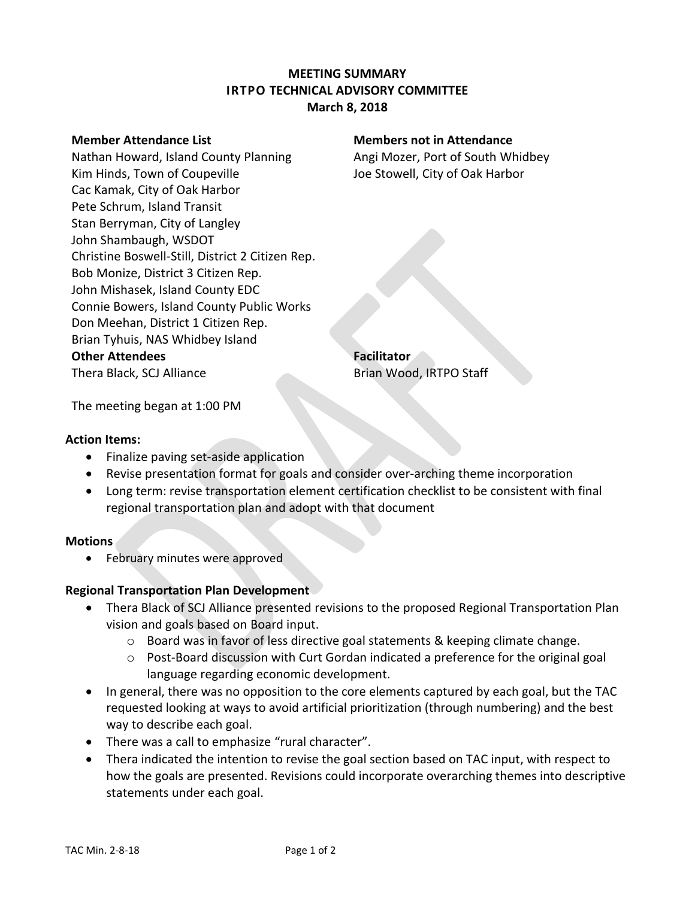# MEETING SUMMARY
## IRTPO TECHNICAL ADVISORY COMMITTEE
### March 8, 2018

**Member Attendance List**

Nathan Howard, Island County Planning
Kim Hinds, Town of Coupeville
Cac Kamak, City of Oak Harbor
Pete Schrum, Island Transit
Stan Berryman, City of Langley
John Shambaugh, WSDOT
Christine Boswell-Still, District 2 Citizen Rep.
Bob Monize, District 3 Citizen Rep.
John Mishasek, Island County EDC
Connie Bowers, Island County Public Works
Don Meehan, District 1 Citizen Rep.
Brian Tyhuis, NAS Whidbey Island

**Members not in Attendance**

Angi Mozer, Port of South Whidbey
Joe Stowell, City of Oak Harbor

**Other Attendees**

Thera Black, SCJ Alliance

**Facilitator**

Brian Wood, IRTPO Staff

The meeting began at 1:00 PM

**Action Items:**

- Finalize paving set-aside application
- Revise presentation format for goals and consider over-arching theme incorporation
- Long term: revise transportation element certification checklist to be consistent with final regional transportation plan and adopt with that document

**Motions**

- February minutes were approved

**Regional Transportation Plan Development**

- Thera Black of SCJ Alliance presented revisions to the proposed Regional Transportation Plan vision and goals based on Board input.
  - Board was in favor of less directive goal statements & keeping climate change.
  - Post-Board discussion with Curt Gordan indicated a preference for the original goal language regarding economic development.
- In general, there was no opposition to the core elements captured by each goal, but the TAC requested looking at ways to avoid artificial prioritization (through numbering) and the best way to describe each goal.
- There was a call to emphasize "rural character".
- Thera indicated the intention to revise the goal section based on TAC input, with respect to how the goals are presented. Revisions could incorporate overarching themes into descriptive statements under each goal.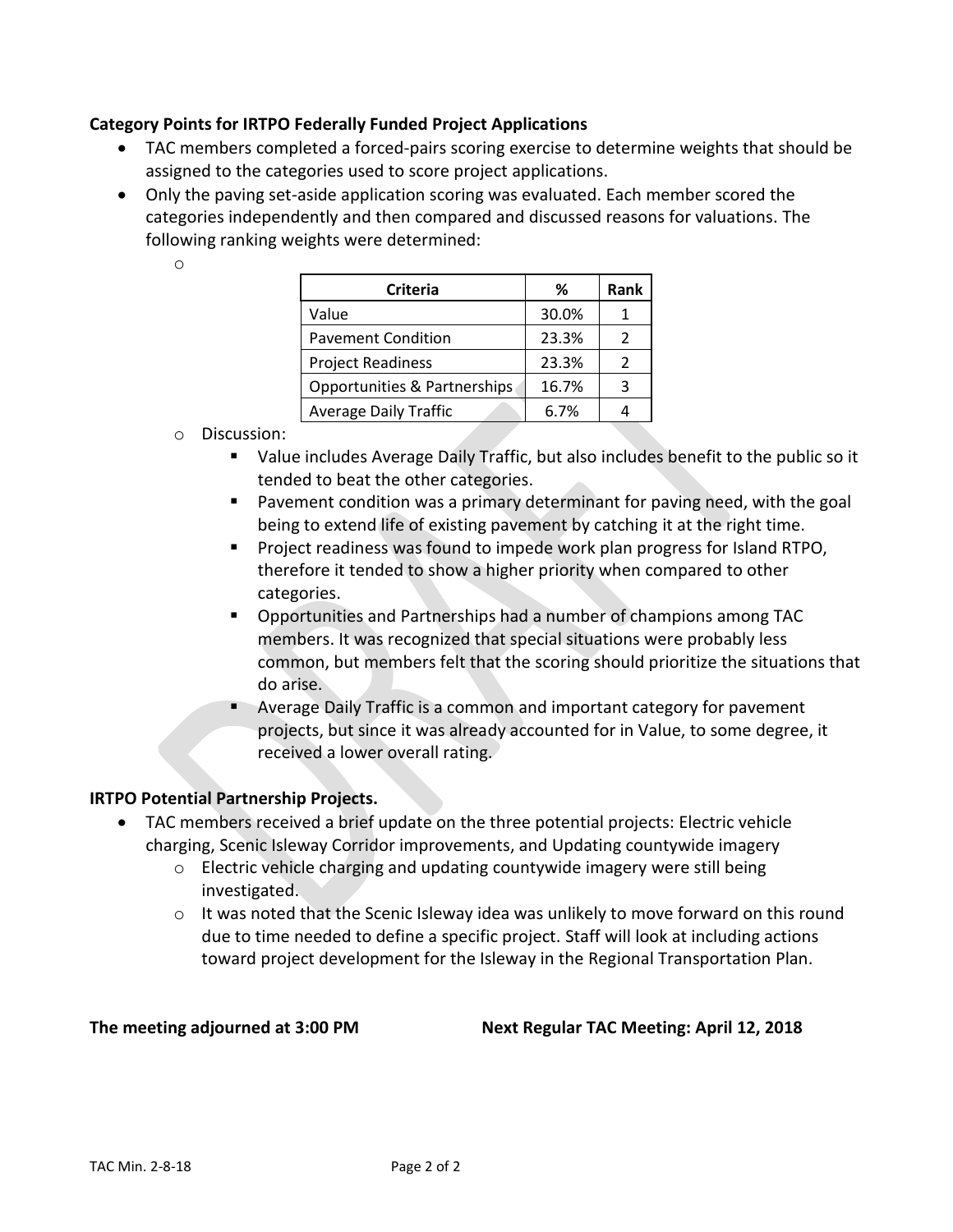**Category Points for IRTPO Federally Funded Project Applications**

- TAC members completed a forced-pairs scoring exercise to determine weights that should be assigned to the categories used to score project applications.
- Only the paving set-aside application scoring was evaluated. Each member scored the categories independently and then compared and discussed reasons for valuations. The following ranking weights were determined:
    - 

| Criteria | % | Rank |
|---|---|---|
| Value | 30.0% | 1 |
| Pavement Condition | 23.3% | 2 |
| Project Readiness | 23.3% | 2 |
| Opportunities & Partnerships | 16.7% | 3 |
| Average Daily Traffic | 6.7% | 4 |

- 
    - Discussion:
        - Value includes Average Daily Traffic, but also includes benefit to the public so it tended to beat the other categories.
        - Pavement condition was a primary determinant for paving need, with the goal being to extend life of existing pavement by catching it at the right time.
        - Project readiness was found to impede work plan progress for Island RTPO, therefore it tended to show a higher priority when compared to other categories.
        - Opportunities and Partnerships had a number of champions among TAC members. It was recognized that special situations were probably less common, but members felt that the scoring should prioritize the situations that do arise.
        - Average Daily Traffic is a common and important category for pavement projects, but since it was already accounted for in Value, to some degree, it received a lower overall rating.

**IRTPO Potential Partnership Projects.**

- TAC members received a brief update on the three potential projects: Electric vehicle charging, Scenic Isleway Corridor improvements, and Updating countywide imagery
    - Electric vehicle charging and updating countywide imagery were still being investigated.
    - It was noted that the Scenic Isleway idea was unlikely to move forward on this round due to time needed to define a specific project. Staff will look at including actions toward project development for the Isleway in the Regional Transportation Plan.

**The meeting adjourned at 3:00 PM** **Next Regular TAC Meeting: April 12, 2018**